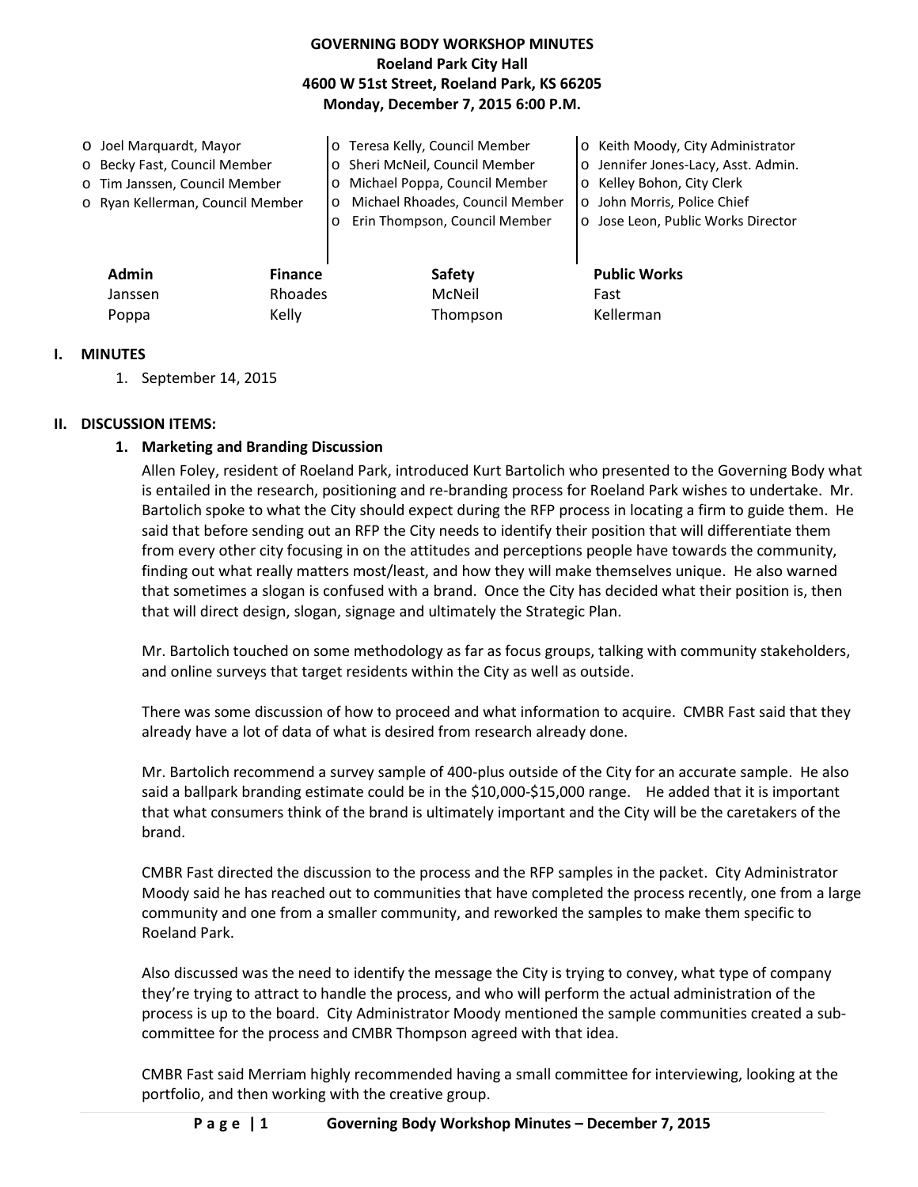**GOVERNING BODY WORKSHOP MINUTES**
**Roeland Park City Hall**
**4600 W 51st Street, Roeland Park, KS 66205**
**Monday, December 7, 2015 6:00 P.M.**

- Joel Marquardt, Mayor
- Becky Fast, Council Member
- Tim Janssen, Council Member
- Ryan Kellerman, Council Member
- Teresa Kelly, Council Member
- Sheri McNeil, Council Member
- Michael Poppa, Council Member
- Michael Rhoades, Council Member
- Erin Thompson, Council Member
- Keith Moody, City Administrator
- Jennifer Jones-Lacy, Asst. Admin.
- Kelley Bohon, City Clerk
- John Morris, Police Chief
- Jose Leon, Public Works Director

| Admin | Finance | Safety | Public Works |
|---|---|---|---|
| Janssen | Rhoades | McNeil | Fast |
| Poppa | Kelly | Thompson | Kellerman |

## I. MINUTES

1. September 14, 2015

## II. DISCUSSION ITEMS:

### 1. Marketing and Branding Discussion

Allen Foley, resident of Roeland Park, introduced Kurt Bartolich who presented to the Governing Body what is entailed in the research, positioning and re-branding process for Roeland Park wishes to undertake. Mr. Bartolich spoke to what the City should expect during the RFP process in locating a firm to guide them. He said that before sending out an RFP the City needs to identify their position that will differentiate them from every other city focusing in on the attitudes and perceptions people have towards the community, finding out what really matters most/least, and how they will make themselves unique. He also warned that sometimes a slogan is confused with a brand. Once the City has decided what their position is, then that will direct design, slogan, signage and ultimately the Strategic Plan.

Mr. Bartolich touched on some methodology as far as focus groups, talking with community stakeholders, and online surveys that target residents within the City as well as outside.

There was some discussion of how to proceed and what information to acquire. CMBR Fast said that they already have a lot of data of what is desired from research already done.

Mr. Bartolich recommend a survey sample of 400-plus outside of the City for an accurate sample. He also said a ballpark branding estimate could be in the $10,000-$15,000 range. He added that it is important that what consumers think of the brand is ultimately important and the City will be the caretakers of the brand.

CMBR Fast directed the discussion to the process and the RFP samples in the packet. City Administrator Moody said he has reached out to communities that have completed the process recently, one from a large community and one from a smaller community, and reworked the samples to make them specific to Roeland Park.

Also discussed was the need to identify the message the City is trying to convey, what type of company they're trying to attract to handle the process, and who will perform the actual administration of the process is up to the board. City Administrator Moody mentioned the sample communities created a sub-committee for the process and CMBR Thompson agreed with that idea.

CMBR Fast said Merriam highly recommended having a small committee for interviewing, looking at the portfolio, and then working with the creative group.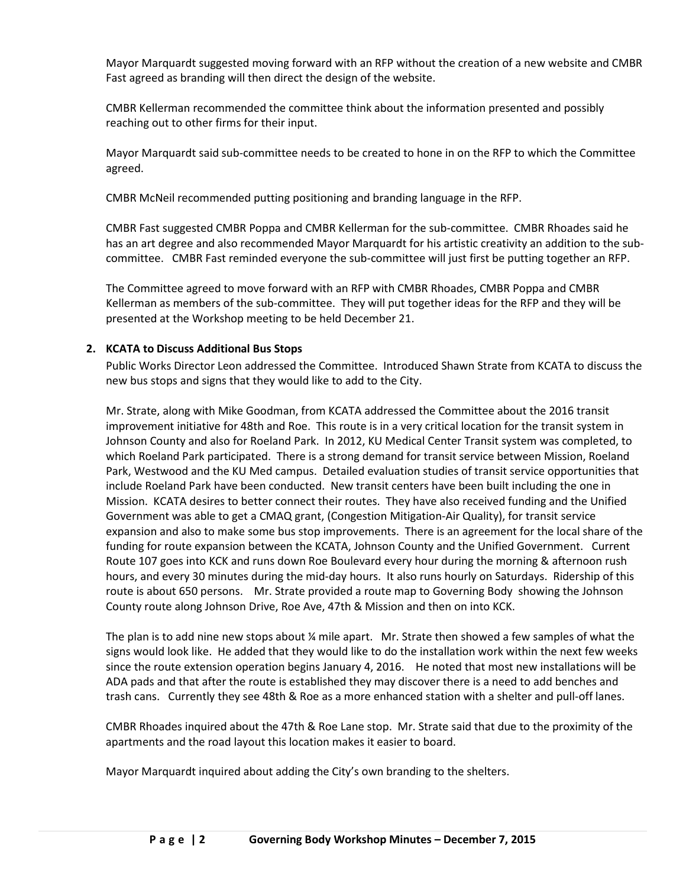Mayor Marquardt suggested moving forward with an RFP without the creation of a new website and CMBR Fast agreed as branding will then direct the design of the website.

CMBR Kellerman recommended the committee think about the information presented and possibly reaching out to other firms for their input.

Mayor Marquardt said sub-committee needs to be created to hone in on the RFP to which the Committee agreed.

CMBR McNeil recommended putting positioning and branding language in the RFP.

CMBR Fast suggested CMBR Poppa and CMBR Kellerman for the sub-committee. CMBR Rhoades said he has an art degree and also recommended Mayor Marquardt for his artistic creativity an addition to the sub-committee. CMBR Fast reminded everyone the sub-committee will just first be putting together an RFP.

The Committee agreed to move forward with an RFP with CMBR Rhoades, CMBR Poppa and CMBR Kellerman as members of the sub-committee. They will put together ideas for the RFP and they will be presented at the Workshop meeting to be held December 21.

**2. KCATA to Discuss Additional Bus Stops**

Public Works Director Leon addressed the Committee. Introduced Shawn Strate from KCATA to discuss the new bus stops and signs that they would like to add to the City.

Mr. Strate, along with Mike Goodman, from KCATA addressed the Committee about the 2016 transit improvement initiative for 48th and Roe. This route is in a very critical location for the transit system in Johnson County and also for Roeland Park. In 2012, KU Medical Center Transit system was completed, to which Roeland Park participated. There is a strong demand for transit service between Mission, Roeland Park, Westwood and the KU Med campus. Detailed evaluation studies of transit service opportunities that include Roeland Park have been conducted. New transit centers have been built including the one in Mission. KCATA desires to better connect their routes. They have also received funding and the Unified Government was able to get a CMAQ grant, (Congestion Mitigation-Air Quality), for transit service expansion and also to make some bus stop improvements. There is an agreement for the local share of the funding for route expansion between the KCATA, Johnson County and the Unified Government. Current Route 107 goes into KCK and runs down Roe Boulevard every hour during the morning & afternoon rush hours, and every 30 minutes during the mid-day hours. It also runs hourly on Saturdays. Ridership of this route is about 650 persons. Mr. Strate provided a route map to Governing Body showing the Johnson County route along Johnson Drive, Roe Ave, 47th & Mission and then on into KCK.

The plan is to add nine new stops about ¼ mile apart. Mr. Strate then showed a few samples of what the signs would look like. He added that they would like to do the installation work within the next few weeks since the route extension operation begins January 4, 2016. He noted that most new installations will be ADA pads and that after the route is established they may discover there is a need to add benches and trash cans. Currently they see 48th & Roe as a more enhanced station with a shelter and pull-off lanes.

CMBR Rhoades inquired about the 47th & Roe Lane stop. Mr. Strate said that due to the proximity of the apartments and the road layout this location makes it easier to board.

Mayor Marquardt inquired about adding the City's own branding to the shelters.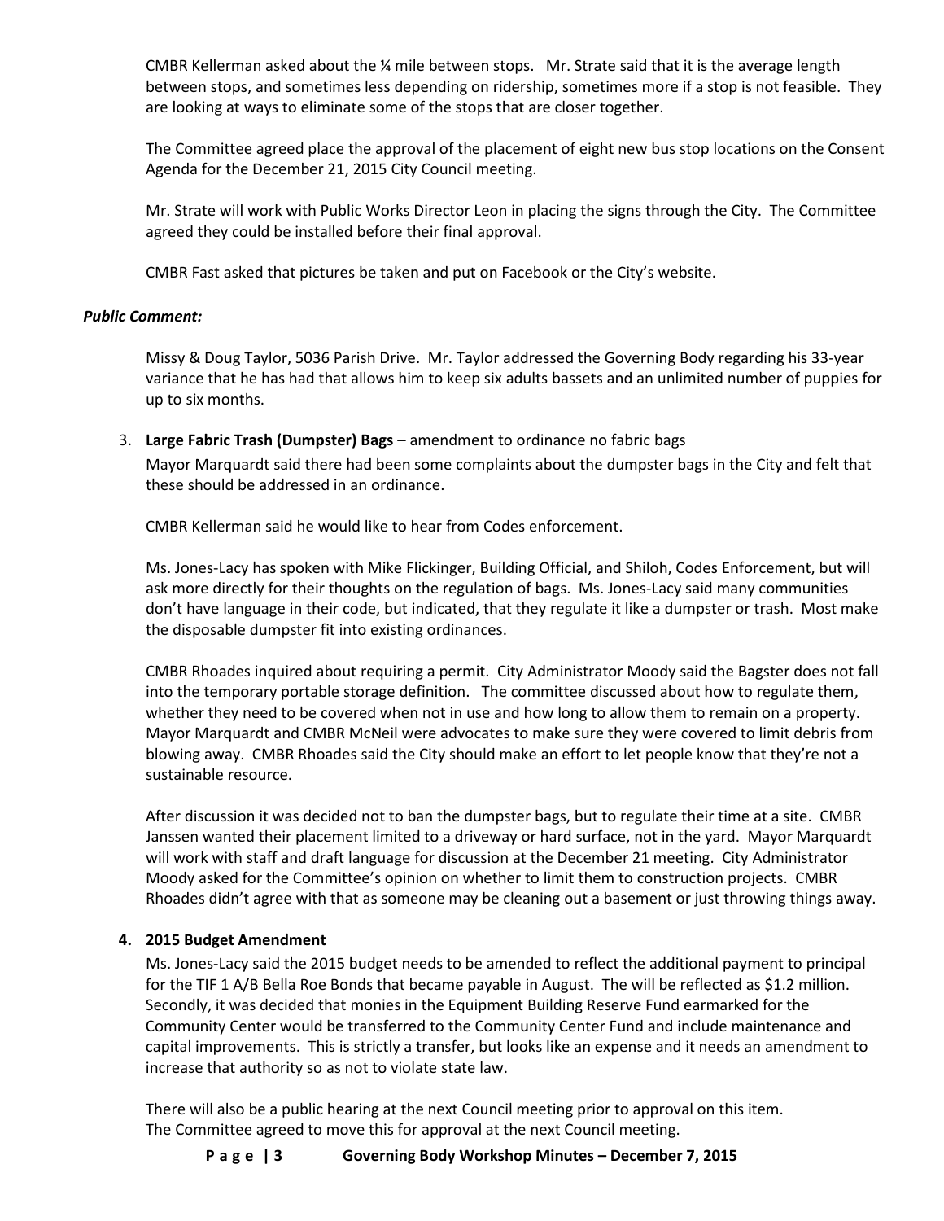CMBR Kellerman asked about the ¼ mile between stops. Mr. Strate said that it is the average length between stops, and sometimes less depending on ridership, sometimes more if a stop is not feasible. They are looking at ways to eliminate some of the stops that are closer together.

The Committee agreed place the approval of the placement of eight new bus stop locations on the Consent Agenda for the December 21, 2015 City Council meeting.

Mr. Strate will work with Public Works Director Leon in placing the signs through the City. The Committee agreed they could be installed before their final approval.

CMBR Fast asked that pictures be taken and put on Facebook or the City's website.

***Public Comment:***

Missy & Doug Taylor, 5036 Parish Drive. Mr. Taylor addressed the Governing Body regarding his 33-year variance that he has had that allows him to keep six adults bassets and an unlimited number of puppies for up to six months.

3. **Large Fabric Trash (Dumpster) Bags** – amendment to ordinance no fabric bags

   Mayor Marquardt said there had been some complaints about the dumpster bags in the City and felt that these should be addressed in an ordinance.

   CMBR Kellerman said he would like to hear from Codes enforcement.

   Ms. Jones-Lacy has spoken with Mike Flickinger, Building Official, and Shiloh, Codes Enforcement, but will ask more directly for their thoughts on the regulation of bags. Ms. Jones-Lacy said many communities don't have language in their code, but indicated, that they regulate it like a dumpster or trash. Most make the disposable dumpster fit into existing ordinances.

   CMBR Rhoades inquired about requiring a permit. City Administrator Moody said the Bagster does not fall into the temporary portable storage definition. The committee discussed about how to regulate them, whether they need to be covered when not in use and how long to allow them to remain on a property. Mayor Marquardt and CMBR McNeil were advocates to make sure they were covered to limit debris from blowing away. CMBR Rhoades said the City should make an effort to let people know that they're not a sustainable resource.

   After discussion it was decided not to ban the dumpster bags, but to regulate their time at a site. CMBR Janssen wanted their placement limited to a driveway or hard surface, not in the yard. Mayor Marquardt will work with staff and draft language for discussion at the December 21 meeting. City Administrator Moody asked for the Committee's opinion on whether to limit them to construction projects. CMBR Rhoades didn't agree with that as someone may be cleaning out a basement or just throwing things away.

4. **2015 Budget Amendment**

   Ms. Jones-Lacy said the 2015 budget needs to be amended to reflect the additional payment to principal for the TIF 1 A/B Bella Roe Bonds that became payable in August. The will be reflected as $1.2 million. Secondly, it was decided that monies in the Equipment Building Reserve Fund earmarked for the Community Center would be transferred to the Community Center Fund and include maintenance and capital improvements. This is strictly a transfer, but looks like an expense and it needs an amendment to increase that authority so as not to violate state law.

   There will also be a public hearing at the next Council meeting prior to approval on this item.
   The Committee agreed to move this for approval at the next Council meeting.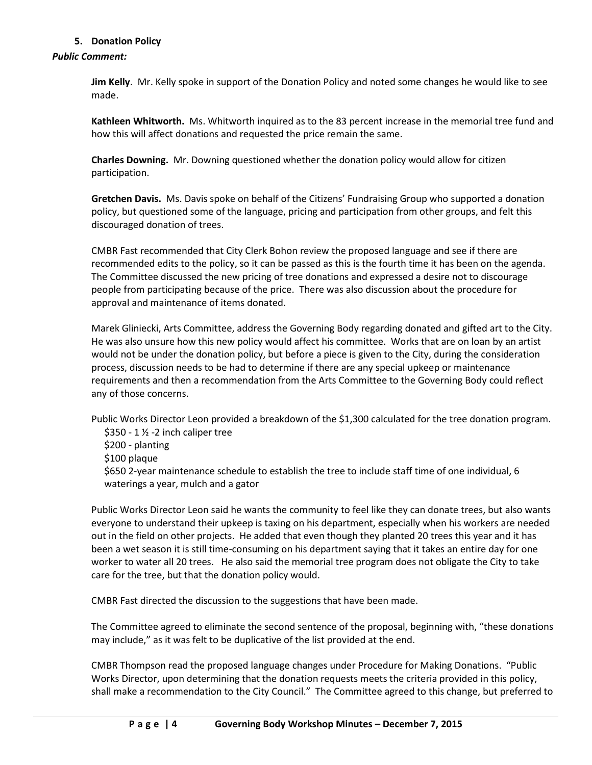**5. Donation Policy**

***Public Comment:***

**Jim Kelly**. Mr. Kelly spoke in support of the Donation Policy and noted some changes he would like to see made.

**Kathleen Whitworth.** Ms. Whitworth inquired as to the 83 percent increase in the memorial tree fund and how this will affect donations and requested the price remain the same.

**Charles Downing.** Mr. Downing questioned whether the donation policy would allow for citizen participation.

**Gretchen Davis.** Ms. Davis spoke on behalf of the Citizens' Fundraising Group who supported a donation policy, but questioned some of the language, pricing and participation from other groups, and felt this discouraged donation of trees.

CMBR Fast recommended that City Clerk Bohon review the proposed language and see if there are recommended edits to the policy, so it can be passed as this is the fourth time it has been on the agenda. The Committee discussed the new pricing of tree donations and expressed a desire not to discourage people from participating because of the price. There was also discussion about the procedure for approval and maintenance of items donated.

Marek Gliniecki, Arts Committee, address the Governing Body regarding donated and gifted art to the City. He was also unsure how this new policy would affect his committee. Works that are on loan by an artist would not be under the donation policy, but before a piece is given to the City, during the consideration process, discussion needs to be had to determine if there are any special upkeep or maintenance requirements and then a recommendation from the Arts Committee to the Governing Body could reflect any of those concerns.

Public Works Director Leon provided a breakdown of the $1,300 calculated for the tree donation program.

$350 - 1 ½ -2 inch caliper tree
$200 - planting
$100 plaque
$650 2-year maintenance schedule to establish the tree to include staff time of one individual, 6 waterings a year, mulch and a gator

Public Works Director Leon said he wants the community to feel like they can donate trees, but also wants everyone to understand their upkeep is taxing on his department, especially when his workers are needed out in the field on other projects. He added that even though they planted 20 trees this year and it has been a wet season it is still time-consuming on his department saying that it takes an entire day for one worker to water all 20 trees. He also said the memorial tree program does not obligate the City to take care for the tree, but that the donation policy would.

CMBR Fast directed the discussion to the suggestions that have been made.

The Committee agreed to eliminate the second sentence of the proposal, beginning with, "these donations may include," as it was felt to be duplicative of the list provided at the end.

CMBR Thompson read the proposed language changes under Procedure for Making Donations. "Public Works Director, upon determining that the donation requests meets the criteria provided in this policy, shall make a recommendation to the City Council." The Committee agreed to this change, but preferred to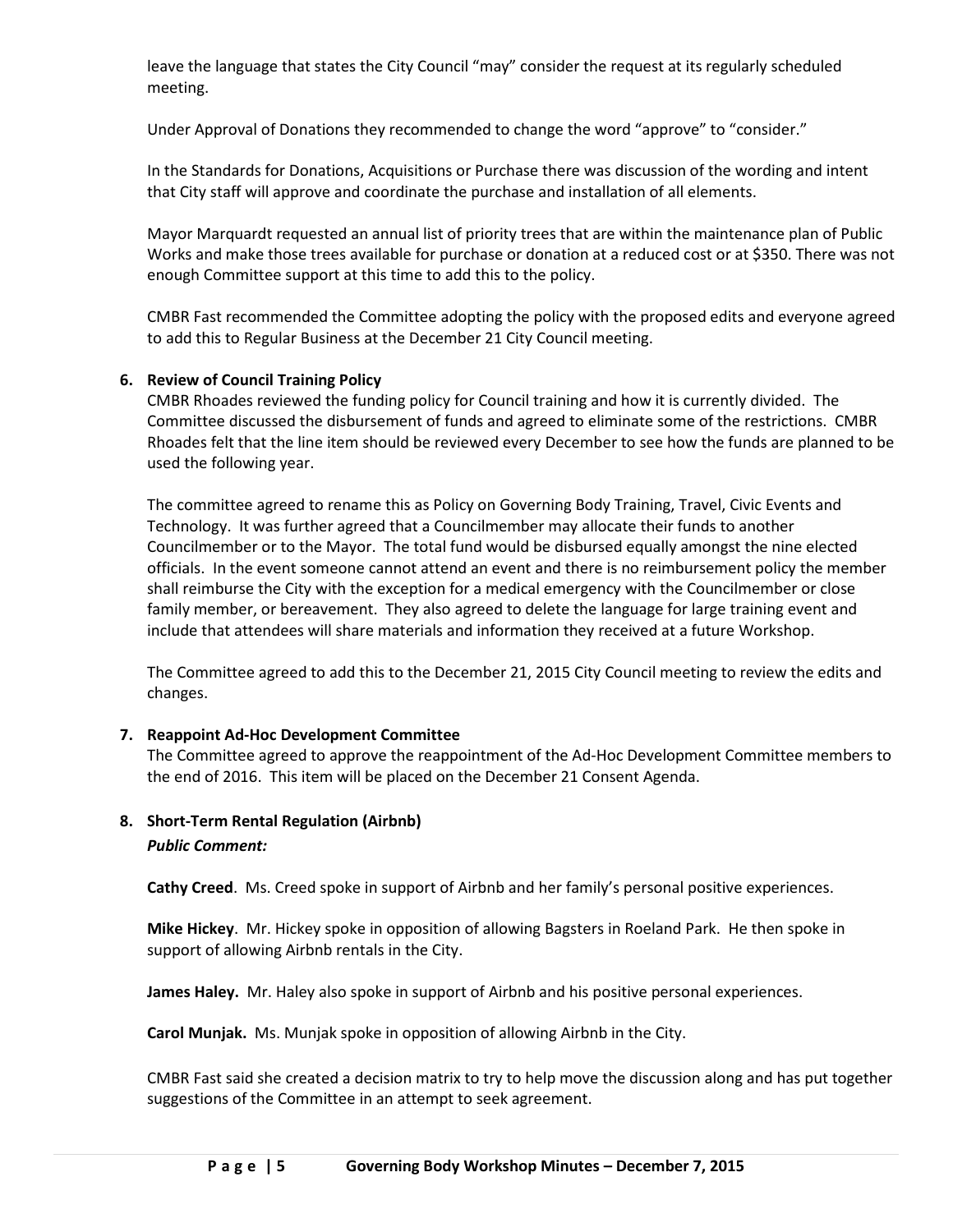leave the language that states the City Council "may" consider the request at its regularly scheduled meeting.

Under Approval of Donations they recommended to change the word "approve" to "consider."

In the Standards for Donations, Acquisitions or Purchase there was discussion of the wording and intent that City staff will approve and coordinate the purchase and installation of all elements.

Mayor Marquardt requested an annual list of priority trees that are within the maintenance plan of Public Works and make those trees available for purchase or donation at a reduced cost or at $350. There was not enough Committee support at this time to add this to the policy.

CMBR Fast recommended the Committee adopting the policy with the proposed edits and everyone agreed to add this to Regular Business at the December 21 City Council meeting.

**6. Review of Council Training Policy**

CMBR Rhoades reviewed the funding policy for Council training and how it is currently divided. The Committee discussed the disbursement of funds and agreed to eliminate some of the restrictions. CMBR Rhoades felt that the line item should be reviewed every December to see how the funds are planned to be used the following year.

The committee agreed to rename this as Policy on Governing Body Training, Travel, Civic Events and Technology. It was further agreed that a Councilmember may allocate their funds to another Councilmember or to the Mayor. The total fund would be disbursed equally amongst the nine elected officials. In the event someone cannot attend an event and there is no reimbursement policy the member shall reimburse the City with the exception for a medical emergency with the Councilmember or close family member, or bereavement. They also agreed to delete the language for large training event and include that attendees will share materials and information they received at a future Workshop.

The Committee agreed to add this to the December 21, 2015 City Council meeting to review the edits and changes.

**7. Reappoint Ad-Hoc Development Committee**

The Committee agreed to approve the reappointment of the Ad-Hoc Development Committee members to the end of 2016. This item will be placed on the December 21 Consent Agenda.

**8. Short-Term Rental Regulation (Airbnb)**

***Public Comment:***

**Cathy Creed**. Ms. Creed spoke in support of Airbnb and her family's personal positive experiences.

**Mike Hickey**. Mr. Hickey spoke in opposition of allowing Bagsters in Roeland Park. He then spoke in support of allowing Airbnb rentals in the City.

**James Haley.** Mr. Haley also spoke in support of Airbnb and his positive personal experiences.

**Carol Munjak.** Ms. Munjak spoke in opposition of allowing Airbnb in the City.

CMBR Fast said she created a decision matrix to try to help move the discussion along and has put together suggestions of the Committee in an attempt to seek agreement.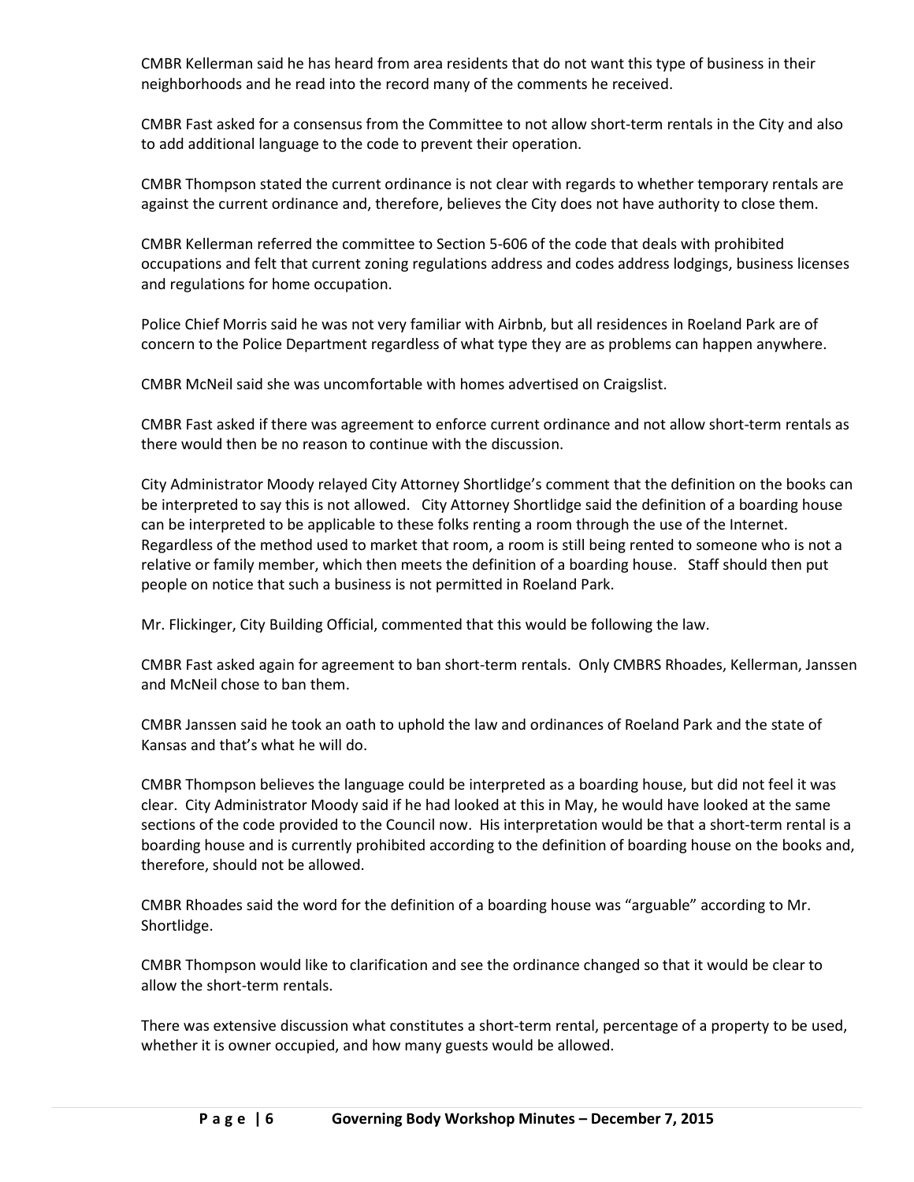CMBR Kellerman said he has heard from area residents that do not want this type of business in their neighborhoods and he read into the record many of the comments he received.

CMBR Fast asked for a consensus from the Committee to not allow short-term rentals in the City and also to add additional language to the code to prevent their operation.

CMBR Thompson stated the current ordinance is not clear with regards to whether temporary rentals are against the current ordinance and, therefore, believes the City does not have authority to close them.

CMBR Kellerman referred the committee to Section 5-606 of the code that deals with prohibited occupations and felt that current zoning regulations address and codes address lodgings, business licenses and regulations for home occupation.

Police Chief Morris said he was not very familiar with Airbnb, but all residences in Roeland Park are of concern to the Police Department regardless of what type they are as problems can happen anywhere.

CMBR McNeil said she was uncomfortable with homes advertised on Craigslist.

CMBR Fast asked if there was agreement to enforce current ordinance and not allow short-term rentals as there would then be no reason to continue with the discussion.

City Administrator Moody relayed City Attorney Shortlidge's comment that the definition on the books can be interpreted to say this is not allowed. City Attorney Shortlidge said the definition of a boarding house can be interpreted to be applicable to these folks renting a room through the use of the Internet. Regardless of the method used to market that room, a room is still being rented to someone who is not a relative or family member, which then meets the definition of a boarding house. Staff should then put people on notice that such a business is not permitted in Roeland Park.

Mr. Flickinger, City Building Official, commented that this would be following the law.

CMBR Fast asked again for agreement to ban short-term rentals. Only CMBRS Rhoades, Kellerman, Janssen and McNeil chose to ban them.

CMBR Janssen said he took an oath to uphold the law and ordinances of Roeland Park and the state of Kansas and that's what he will do.

CMBR Thompson believes the language could be interpreted as a boarding house, but did not feel it was clear. City Administrator Moody said if he had looked at this in May, he would have looked at the same sections of the code provided to the Council now. His interpretation would be that a short-term rental is a boarding house and is currently prohibited according to the definition of boarding house on the books and, therefore, should not be allowed.

CMBR Rhoades said the word for the definition of a boarding house was "arguable" according to Mr. Shortlidge.

CMBR Thompson would like to clarification and see the ordinance changed so that it would be clear to allow the short-term rentals.

There was extensive discussion what constitutes a short-term rental, percentage of a property to be used, whether it is owner occupied, and how many guests would be allowed.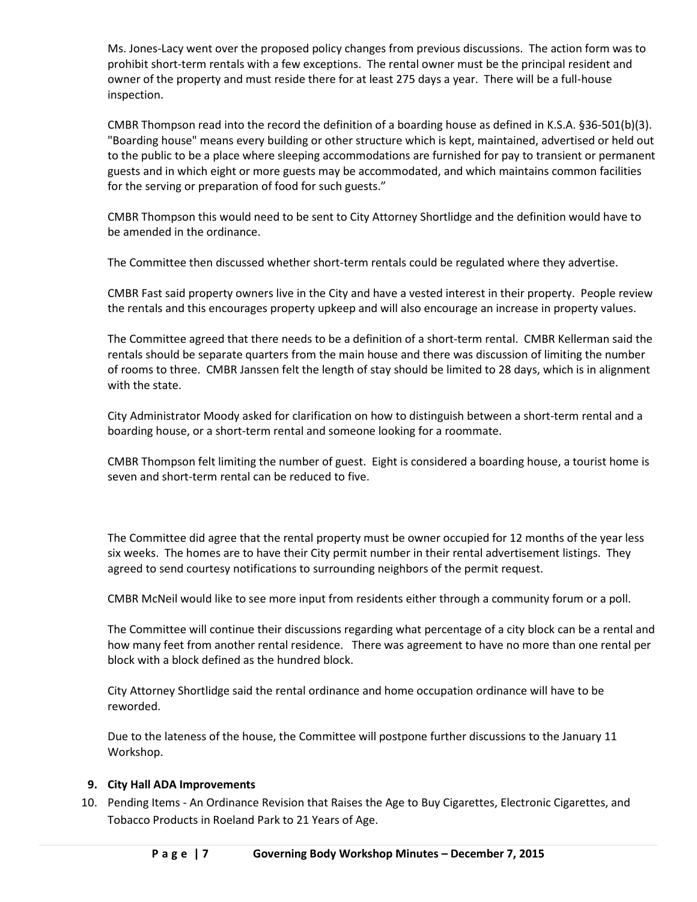Ms. Jones-Lacy went over the proposed policy changes from previous discussions. The action form was to prohibit short-term rentals with a few exceptions. The rental owner must be the principal resident and owner of the property and must reside there for at least 275 days a year. There will be a full-house inspection.

CMBR Thompson read into the record the definition of a boarding house as defined in K.S.A. §36-501(b)(3). "Boarding house" means every building or other structure which is kept, maintained, advertised or held out to the public to be a place where sleeping accommodations are furnished for pay to transient or permanent guests and in which eight or more guests may be accommodated, and which maintains common facilities for the serving or preparation of food for such guests."

CMBR Thompson this would need to be sent to City Attorney Shortlidge and the definition would have to be amended in the ordinance.

The Committee then discussed whether short-term rentals could be regulated where they advertise.

CMBR Fast said property owners live in the City and have a vested interest in their property. People review the rentals and this encourages property upkeep and will also encourage an increase in property values.

The Committee agreed that there needs to be a definition of a short-term rental. CMBR Kellerman said the rentals should be separate quarters from the main house and there was discussion of limiting the number of rooms to three. CMBR Janssen felt the length of stay should be limited to 28 days, which is in alignment with the state.

City Administrator Moody asked for clarification on how to distinguish between a short-term rental and a boarding house, or a short-term rental and someone looking for a roommate.

CMBR Thompson felt limiting the number of guest. Eight is considered a boarding house, a tourist home is seven and short-term rental can be reduced to five.

The Committee did agree that the rental property must be owner occupied for 12 months of the year less six weeks. The homes are to have their City permit number in their rental advertisement listings. They agreed to send courtesy notifications to surrounding neighbors of the permit request.

CMBR McNeil would like to see more input from residents either through a community forum or a poll.

The Committee will continue their discussions regarding what percentage of a city block can be a rental and how many feet from another rental residence. There was agreement to have no more than one rental per block with a block defined as the hundred block.

City Attorney Shortlidge said the rental ordinance and home occupation ordinance will have to be reworded.

Due to the lateness of the house, the Committee will postpone further discussions to the January 11 Workshop.

9. **City Hall ADA Improvements**
10. Pending Items - An Ordinance Revision that Raises the Age to Buy Cigarettes, Electronic Cigarettes, and Tobacco Products in Roeland Park to 21 Years of Age.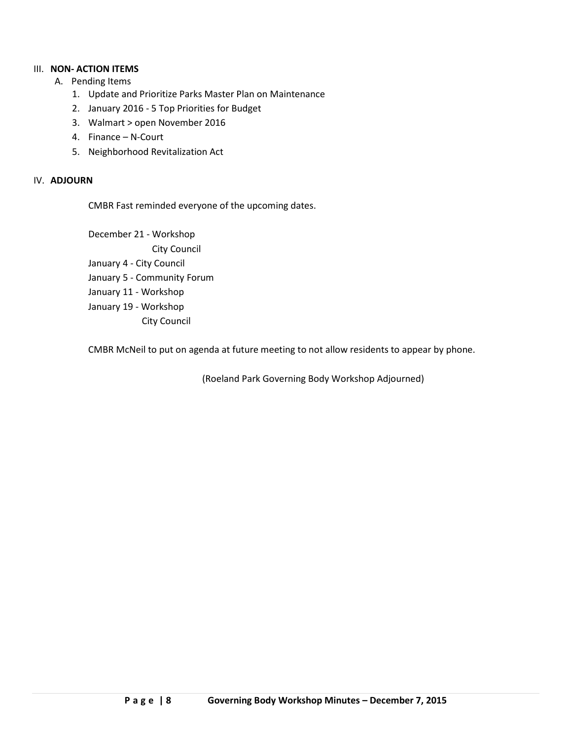III. **NON- ACTION ITEMS**

A. Pending Items

1. Update and Prioritize Parks Master Plan on Maintenance
2. January 2016 - 5 Top Priorities for Budget
3. Walmart > open November 2016
4. Finance – N-Court
5. Neighborhood Revitalization Act

IV. **ADJOURN**

CMBR Fast reminded everyone of the upcoming dates.

December 21 - Workshop
City Council
January 4 - City Council
January 5 - Community Forum
January 11 - Workshop
January 19 - Workshop
City Council

CMBR McNeil to put on agenda at future meeting to not allow residents to appear by phone.

(Roeland Park Governing Body Workshop Adjourned)